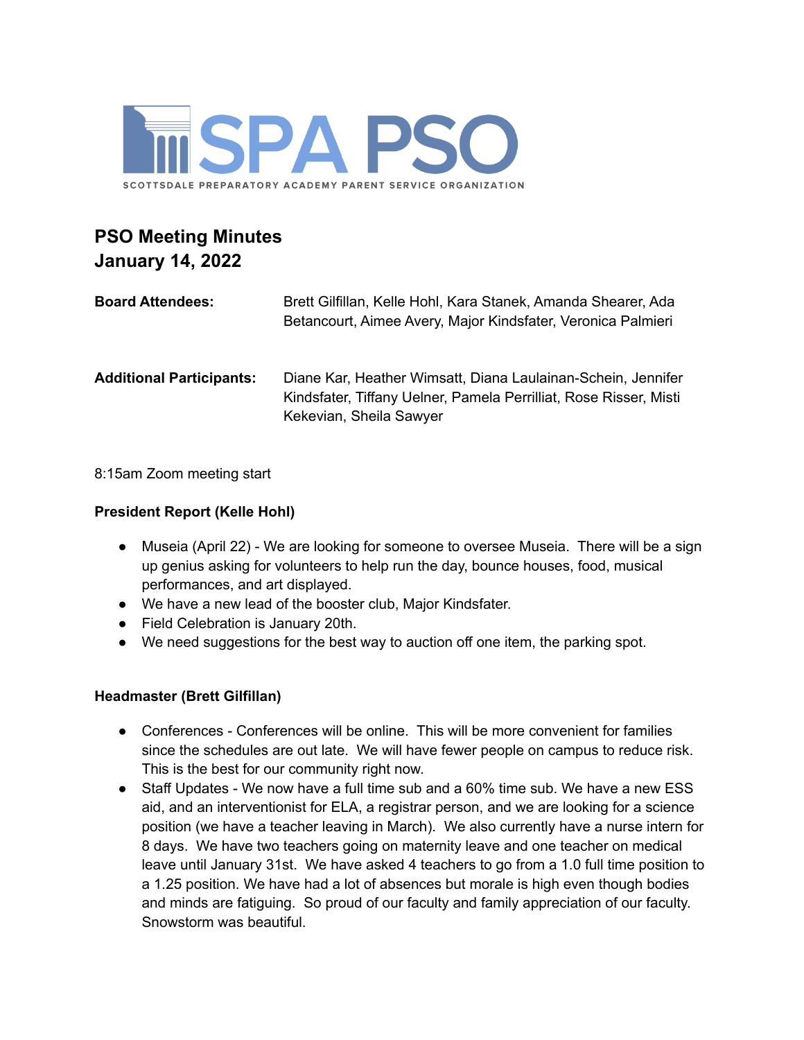SPA PSO

SCOTTSDALE PREPARATORY ACADEMY PARENT SERVICE ORGANIZATION

# PSO Meeting Minutes
# January 14, 2022

**Board Attendees:** Brett Gilfillan, Kelle Hohl, Kara Stanek, Amanda Shearer, Ada Betancourt, Aimee Avery, Major Kindsfater, Veronica Palmieri

**Additional Participants:** Diane Kar, Heather Wimsatt, Diana Laulainan-Schein, Jennifer Kindsfater, Tiffany Uelner, Pamela Perrilliat, Rose Risser, Misti Kekevian, Sheila Sawyer

8:15am Zoom meeting start

### President Report (Kelle Hohl)

- Museia (April 22) - We are looking for someone to oversee Museia. There will be a sign up genius asking for volunteers to help run the day, bounce houses, food, musical performances, and art displayed.
- We have a new lead of the booster club, Major Kindsfater.
- Field Celebration is January 20th.
- We need suggestions for the best way to auction off one item, the parking spot.

### Headmaster (Brett Gilfillan)

- Conferences - Conferences will be online. This will be more convenient for families since the schedules are out late. We will have fewer people on campus to reduce risk. This is the best for our community right now.
- Staff Updates - We now have a full time sub and a 60% time sub. We have a new ESS aid, and an interventionist for ELA, a registrar person, and we are looking for a science position (we have a teacher leaving in March). We also currently have a nurse intern for 8 days. We have two teachers going on maternity leave and one teacher on medical leave until January 31st. We have asked 4 teachers to go from a 1.0 full time position to a 1.25 position. We have had a lot of absences but morale is high even though bodies and minds are fatiguing. So proud of our faculty and family appreciation of our faculty. Snowstorm was beautiful.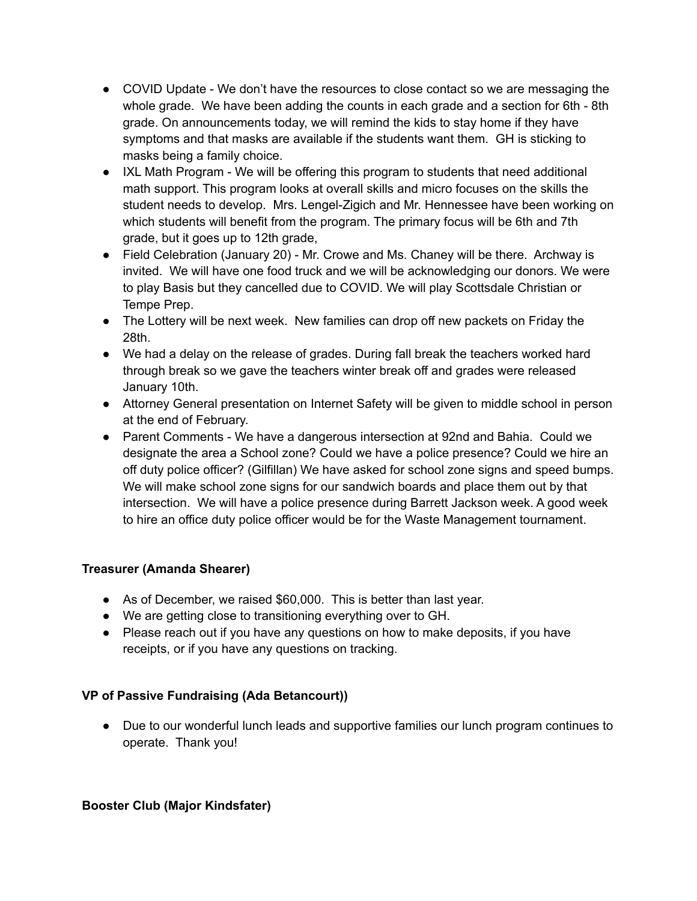- COVID Update - We don't have the resources to close contact so we are messaging the whole grade. We have been adding the counts in each grade and a section for 6th - 8th grade. On announcements today, we will remind the kids to stay home if they have symptoms and that masks are available if the students want them. GH is sticking to masks being a family choice.
- IXL Math Program - We will be offering this program to students that need additional math support. This program looks at overall skills and micro focuses on the skills the student needs to develop. Mrs. Lengel-Zigich and Mr. Hennessee have been working on which students will benefit from the program. The primary focus will be 6th and 7th grade, but it goes up to 12th grade,
- Field Celebration (January 20) - Mr. Crowe and Ms. Chaney will be there. Archway is invited. We will have one food truck and we will be acknowledging our donors. We were to play Basis but they cancelled due to COVID. We will play Scottsdale Christian or Tempe Prep.
- The Lottery will be next week. New families can drop off new packets on Friday the 28th.
- We had a delay on the release of grades. During fall break the teachers worked hard through break so we gave the teachers winter break off and grades were released January 10th.
- Attorney General presentation on Internet Safety will be given to middle school in person at the end of February.
- Parent Comments - We have a dangerous intersection at 92nd and Bahia. Could we designate the area a School zone? Could we have a police presence? Could we hire an off duty police officer? (Gilfillan) We have asked for school zone signs and speed bumps. We will make school zone signs for our sandwich boards and place them out by that intersection. We will have a police presence during Barrett Jackson week. A good week to hire an office duty police officer would be for the Waste Management tournament.

**Treasurer (Amanda Shearer)**

- As of December, we raised $60,000. This is better than last year.
- We are getting close to transitioning everything over to GH.
- Please reach out if you have any questions on how to make deposits, if you have receipts, or if you have any questions on tracking.

**VP of Passive Fundraising (Ada Betancourt))**

- Due to our wonderful lunch leads and supportive families our lunch program continues to operate. Thank you!

**Booster Club (Major Kindsfater)**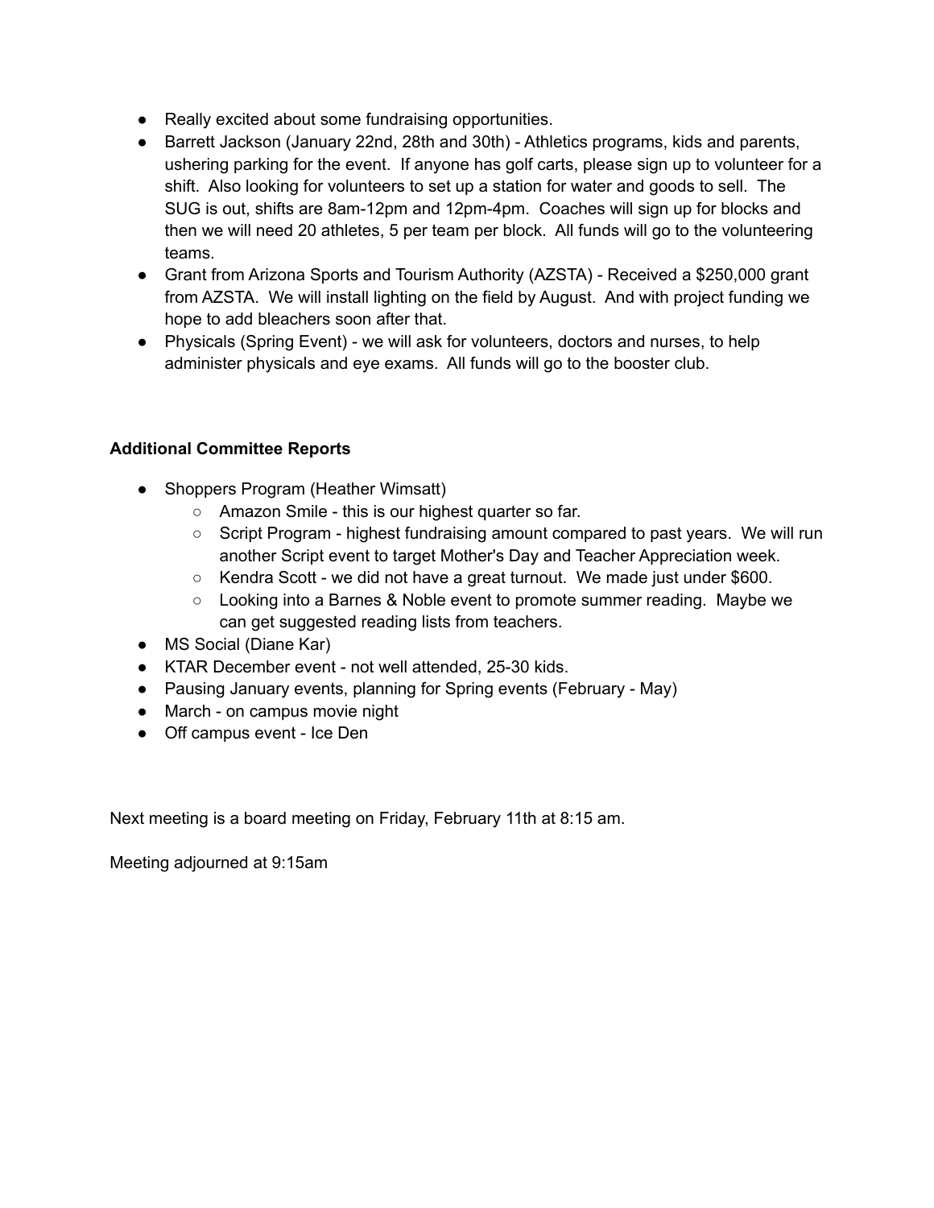- Really excited about some fundraising opportunities.
- Barrett Jackson (January 22nd, 28th and 30th) - Athletics programs, kids and parents, ushering parking for the event. If anyone has golf carts, please sign up to volunteer for a shift. Also looking for volunteers to set up a station for water and goods to sell. The SUG is out, shifts are 8am-12pm and 12pm-4pm. Coaches will sign up for blocks and then we will need 20 athletes, 5 per team per block. All funds will go to the volunteering teams.
- Grant from Arizona Sports and Tourism Authority (AZSTA) - Received a $250,000 grant from AZSTA. We will install lighting on the field by August. And with project funding we hope to add bleachers soon after that.
- Physicals (Spring Event) - we will ask for volunteers, doctors and nurses, to help administer physicals and eye exams. All funds will go to the booster club.

**Additional Committee Reports**

- Shoppers Program (Heather Wimsatt)
  - Amazon Smile - this is our highest quarter so far.
  - Script Program - highest fundraising amount compared to past years. We will run another Script event to target Mother's Day and Teacher Appreciation week.
  - Kendra Scott - we did not have a great turnout. We made just under $600.
  - Looking into a Barnes & Noble event to promote summer reading. Maybe we can get suggested reading lists from teachers.
- MS Social (Diane Kar)
- KTAR December event - not well attended, 25-30 kids.
- Pausing January events, planning for Spring events (February - May)
- March - on campus movie night
- Off campus event - Ice Den

Next meeting is a board meeting on Friday, February 11th at 8:15 am.

Meeting adjourned at 9:15am